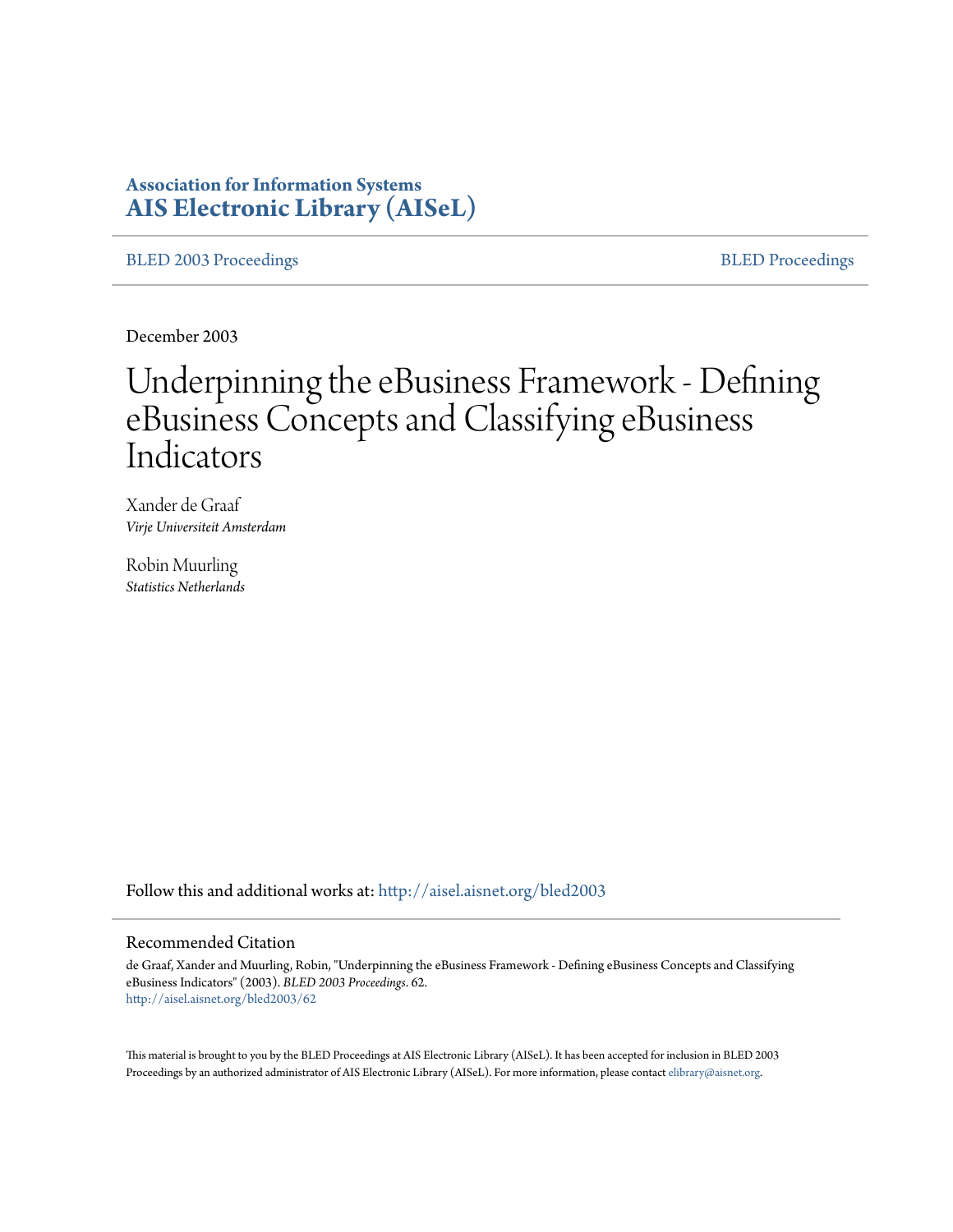**Association for Information Systems**
**AIS Electronic Library (AISeL)**

BLED 2003 Proceedings — BLED Proceedings

December 2003

# Underpinning the eBusiness Framework - Defining eBusiness Concepts and Classifying eBusiness Indicators

Xander de Graaf
*Virje Universiteit Amsterdam*

Robin Muurling
*Statistics Netherlands*

Follow this and additional works at: http://aisel.aisnet.org/bled2003

## Recommended Citation

de Graaf, Xander and Muurling, Robin, "Underpinning the eBusiness Framework - Defining eBusiness Concepts and Classifying eBusiness Indicators" (2003). *BLED 2003 Proceedings*. 62.
http://aisel.aisnet.org/bled2003/62

This material is brought to you by the BLED Proceedings at AIS Electronic Library (AISeL). It has been accepted for inclusion in BLED 2003 Proceedings by an authorized administrator of AIS Electronic Library (AISeL). For more information, please contact elibrary@aisnet.org.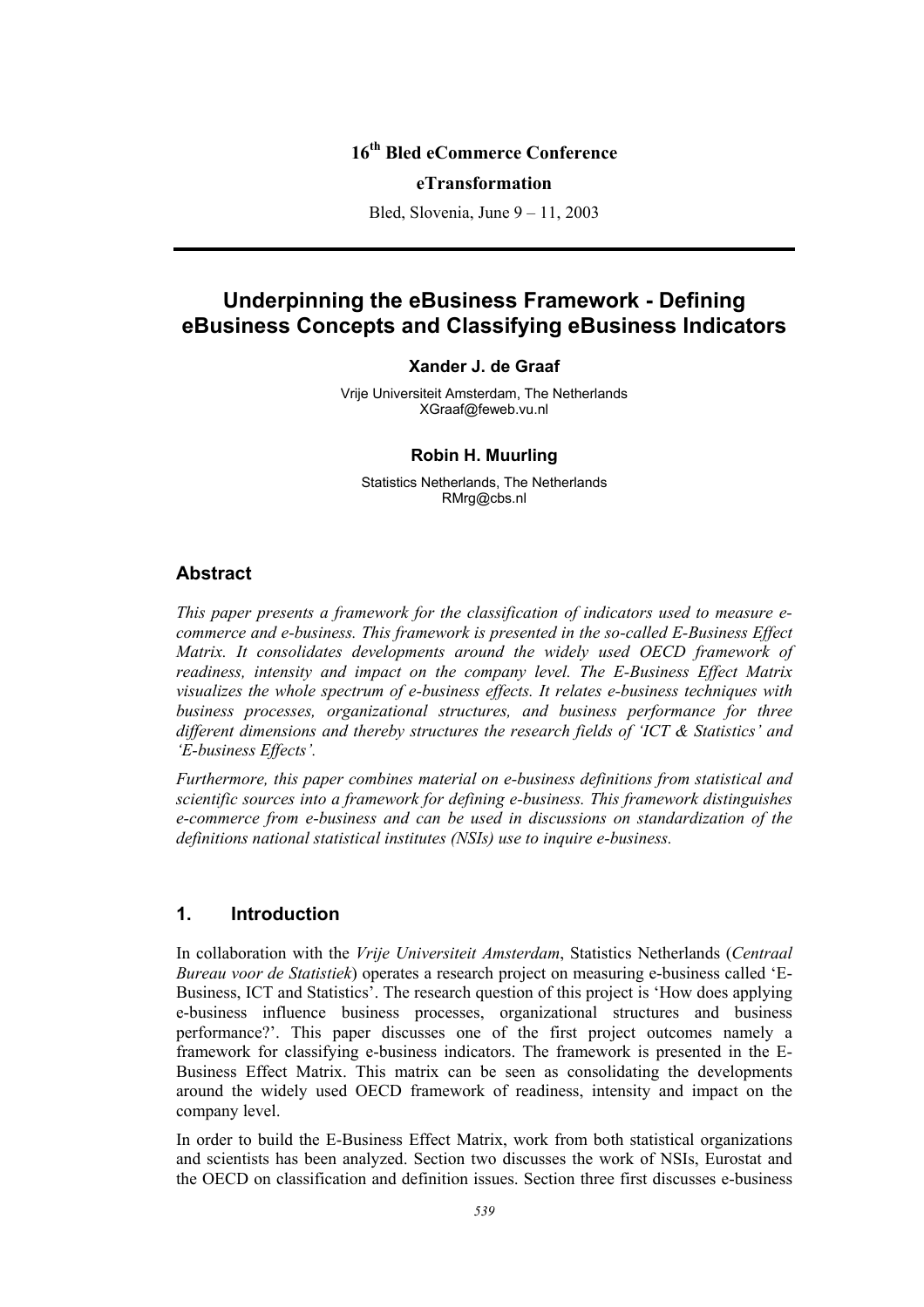16th Bled eCommerce Conference

**eTransformation**

Bled, Slovenia, June 9 – 11, 2003

---

# Underpinning the eBusiness Framework - Defining eBusiness Concepts and Classifying eBusiness Indicators

**Xander J. de Graaf**

Vrije Universiteit Amsterdam, The Netherlands
XGraaf@feweb.vu.nl

**Robin H. Muurling**

Statistics Netherlands, The Netherlands
RMrg@cbs.nl

## Abstract

*This paper presents a framework for the classification of indicators used to measure e-commerce and e-business. This framework is presented in the so-called E-Business Effect Matrix. It consolidates developments around the widely used OECD framework of readiness, intensity and impact on the company level. The E-Business Effect Matrix visualizes the whole spectrum of e-business effects. It relates e-business techniques with business processes, organizational structures, and business performance for three different dimensions and thereby structures the research fields of 'ICT & Statistics' and 'E-business Effects'.*

*Furthermore, this paper combines material on e-business definitions from statistical and scientific sources into a framework for defining e-business. This framework distinguishes e-commerce from e-business and can be used in discussions on standardization of the definitions national statistical institutes (NSIs) use to inquire e-business.*

## 1. Introduction

In collaboration with the *Vrije Universiteit Amsterdam*, Statistics Netherlands (*Centraal Bureau voor de Statistiek*) operates a research project on measuring e-business called 'E-Business, ICT and Statistics'. The research question of this project is 'How does applying e-business influence business processes, organizational structures and business performance?'. This paper discusses one of the first project outcomes namely a framework for classifying e-business indicators. The framework is presented in the E-Business Effect Matrix. This matrix can be seen as consolidating the developments around the widely used OECD framework of readiness, intensity and impact on the company level.

In order to build the E-Business Effect Matrix, work from both statistical organizations and scientists has been analyzed. Section two discusses the work of NSIs, Eurostat and the OECD on classification and definition issues. Section three first discusses e-business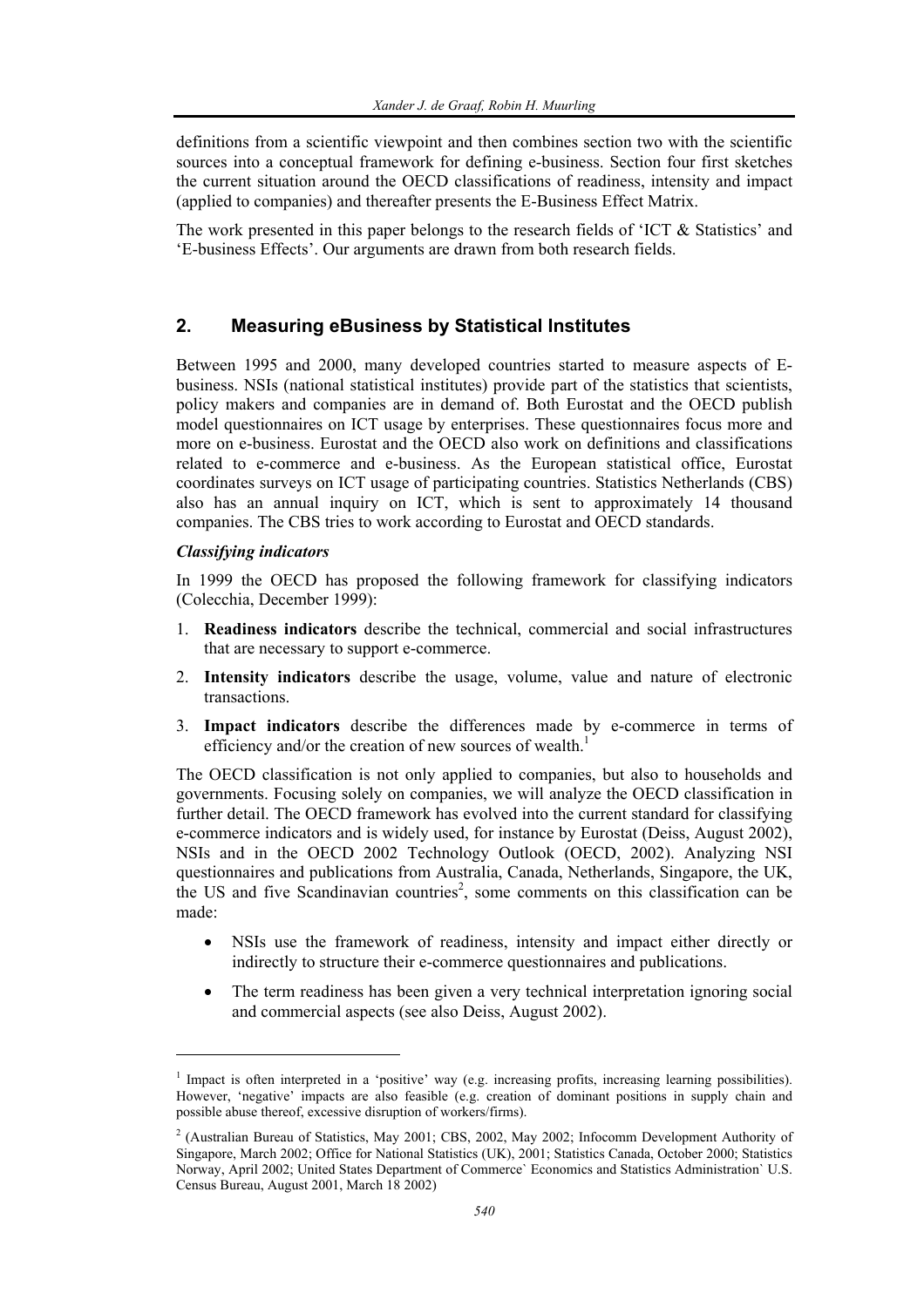definitions from a scientific viewpoint and then combines section two with the scientific sources into a conceptual framework for defining e-business. Section four first sketches the current situation around the OECD classifications of readiness, intensity and impact (applied to companies) and thereafter presents the E-Business Effect Matrix.

The work presented in this paper belongs to the research fields of 'ICT & Statistics' and 'E-business Effects'. Our arguments are drawn from both research fields.

## 2. Measuring eBusiness by Statistical Institutes

Between 1995 and 2000, many developed countries started to measure aspects of E-business. NSIs (national statistical institutes) provide part of the statistics that scientists, policy makers and companies are in demand of. Both Eurostat and the OECD publish model questionnaires on ICT usage by enterprises. These questionnaires focus more and more on e-business. Eurostat and the OECD also work on definitions and classifications related to e-commerce and e-business. As the European statistical office, Eurostat coordinates surveys on ICT usage of participating countries. Statistics Netherlands (CBS) also has an annual inquiry on ICT, which is sent to approximately 14 thousand companies. The CBS tries to work according to Eurostat and OECD standards.

***Classifying indicators***

In 1999 the OECD has proposed the following framework for classifying indicators (Colecchia, December 1999):

1. **Readiness indicators** describe the technical, commercial and social infrastructures that are necessary to support e-commerce.
2. **Intensity indicators** describe the usage, volume, value and nature of electronic transactions.
3. **Impact indicators** describe the differences made by e-commerce in terms of efficiency and/or the creation of new sources of wealth.[1]

The OECD classification is not only applied to companies, but also to households and governments. Focusing solely on companies, we will analyze the OECD classification in further detail. The OECD framework has evolved into the current standard for classifying e-commerce indicators and is widely used, for instance by Eurostat (Deiss, August 2002), NSIs and in the OECD 2002 Technology Outlook (OECD, 2002). Analyzing NSI questionnaires and publications from Australia, Canada, Netherlands, Singapore, the UK, the US and five Scandinavian countries[2], some comments on this classification can be made:

- NSIs use the framework of readiness, intensity and impact either directly or indirectly to structure their e-commerce questionnaires and publications.
- The term readiness has been given a very technical interpretation ignoring social and commercial aspects (see also Deiss, August 2002).

---

[1] Impact is often interpreted in a 'positive' way (e.g. increasing profits, increasing learning possibilities). However, 'negative' impacts are also feasible (e.g. creation of dominant positions in supply chain and possible abuse thereof, excessive disruption of workers/firms).

[2] (Australian Bureau of Statistics, May 2001; CBS, 2002, May 2002; Infocomm Development Authority of Singapore, March 2002; Office for National Statistics (UK), 2001; Statistics Canada, October 2000; Statistics Norway, April 2002; United States Department of Commerce` Economics and Statistics Administration` U.S. Census Bureau, August 2001, March 18 2002)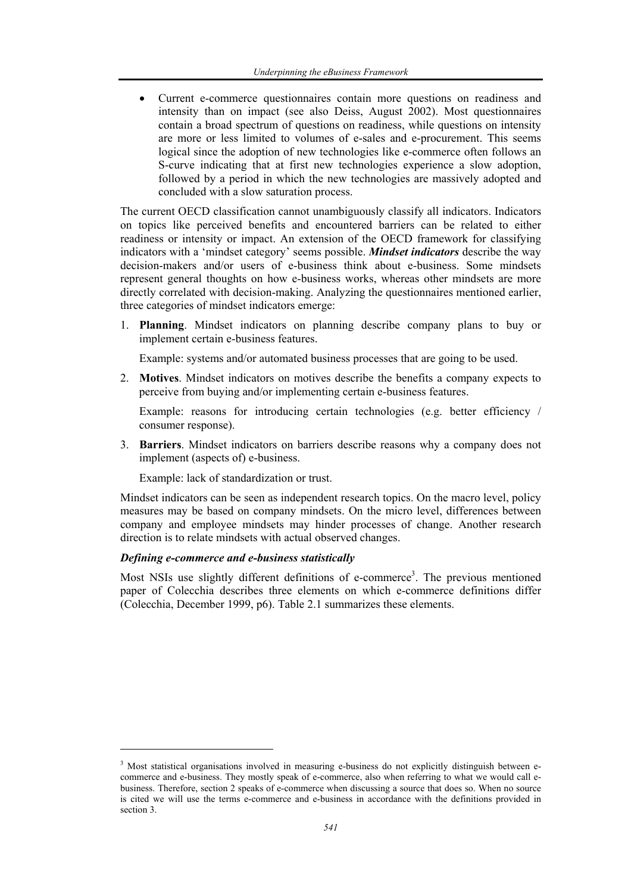- Current e-commerce questionnaires contain more questions on readiness and intensity than on impact (see also Deiss, August 2002). Most questionnaires contain a broad spectrum of questions on readiness, while questions on intensity are more or less limited to volumes of e-sales and e-procurement. This seems logical since the adoption of new technologies like e-commerce often follows an S-curve indicating that at first new technologies experience a slow adoption, followed by a period in which the new technologies are massively adopted and concluded with a slow saturation process.

The current OECD classification cannot unambiguously classify all indicators. Indicators on topics like perceived benefits and encountered barriers can be related to either readiness or intensity or impact. An extension of the OECD framework for classifying indicators with a 'mindset category' seems possible. ***Mindset indicators*** describe the way decision-makers and/or users of e-business think about e-business. Some mindsets represent general thoughts on how e-business works, whereas other mindsets are more directly correlated with decision-making. Analyzing the questionnaires mentioned earlier, three categories of mindset indicators emerge:

1. **Planning**. Mindset indicators on planning describe company plans to buy or implement certain e-business features.

   Example: systems and/or automated business processes that are going to be used.

2. **Motives**. Mindset indicators on motives describe the benefits a company expects to perceive from buying and/or implementing certain e-business features.

   Example: reasons for introducing certain technologies (e.g. better efficiency / consumer response).

3. **Barriers**. Mindset indicators on barriers describe reasons why a company does not implement (aspects of) e-business.

   Example: lack of standardization or trust.

Mindset indicators can be seen as independent research topics. On the macro level, policy measures may be based on company mindsets. On the micro level, differences between company and employee mindsets may hinder processes of change. Another research direction is to relate mindsets with actual observed changes.

### *Defining e-commerce and e-business statistically*

Most NSIs use slightly different definitions of e-commerce[3]. The previous mentioned paper of Colecchia describes three elements on which e-commerce definitions differ (Colecchia, December 1999, p6). Table 2.1 summarizes these elements.

[3] Most statistical organisations involved in measuring e-business do not explicitly distinguish between e-commerce and e-business. They mostly speak of e-commerce, also when referring to what we would call e-business. Therefore, section 2 speaks of e-commerce when discussing a source that does so. When no source is cited we will use the terms e-commerce and e-business in accordance with the definitions provided in section 3.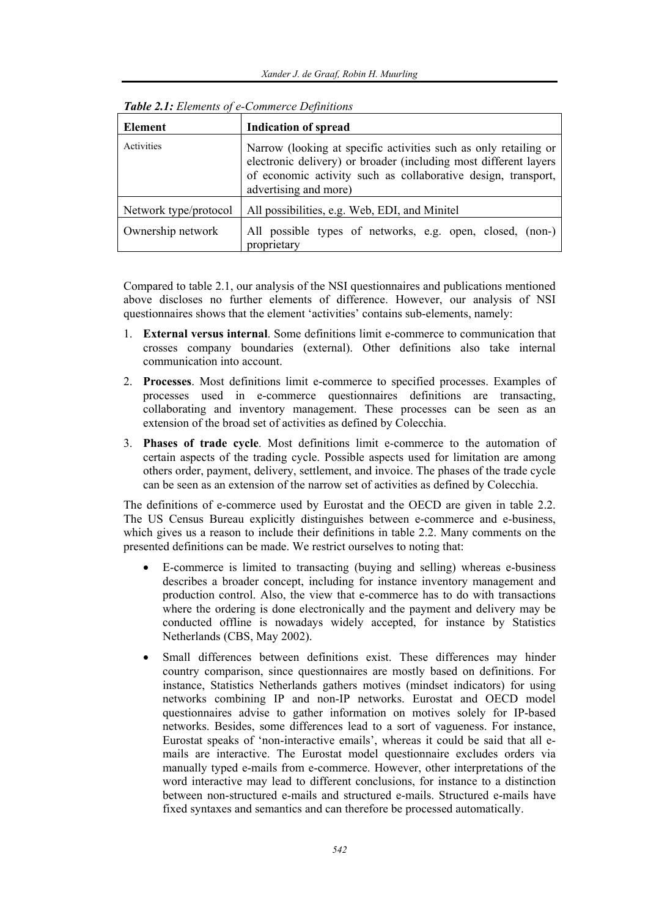***Table 2.1:*** *Elements of e-Commerce Definitions*

| **Element** | **Indication of spread** |
|---|---|
| Activities | Narrow (looking at specific activities such as only retailing or electronic delivery) or broader (including most different layers of economic activity such as collaborative design, transport, advertising and more) |
| Network type/protocol | All possibilities, e.g. Web, EDI, and Minitel |
| Ownership network | All possible types of networks, e.g. open, closed, (non-) proprietary |

Compared to table 2.1, our analysis of the NSI questionnaires and publications mentioned above discloses no further elements of difference. However, our analysis of NSI questionnaires shows that the element 'activities' contains sub-elements, namely:

1. **External versus internal**. Some definitions limit e-commerce to communication that crosses company boundaries (external). Other definitions also take internal communication into account.
2. **Processes**. Most definitions limit e-commerce to specified processes. Examples of processes used in e-commerce questionnaires definitions are transacting, collaborating and inventory management. These processes can be seen as an extension of the broad set of activities as defined by Colecchia.
3. **Phases of trade cycle**. Most definitions limit e-commerce to the automation of certain aspects of the trading cycle. Possible aspects used for limitation are among others order, payment, delivery, settlement, and invoice. The phases of the trade cycle can be seen as an extension of the narrow set of activities as defined by Colecchia.

The definitions of e-commerce used by Eurostat and the OECD are given in table 2.2. The US Census Bureau explicitly distinguishes between e-commerce and e-business, which gives us a reason to include their definitions in table 2.2. Many comments on the presented definitions can be made. We restrict ourselves to noting that:

- E-commerce is limited to transacting (buying and selling) whereas e-business describes a broader concept, including for instance inventory management and production control. Also, the view that e-commerce has to do with transactions where the ordering is done electronically and the payment and delivery may be conducted offline is nowadays widely accepted, for instance by Statistics Netherlands (CBS, May 2002).
- Small differences between definitions exist. These differences may hinder country comparison, since questionnaires are mostly based on definitions. For instance, Statistics Netherlands gathers motives (mindset indicators) for using networks combining IP and non-IP networks. Eurostat and OECD model questionnaires advise to gather information on motives solely for IP-based networks. Besides, some differences lead to a sort of vagueness. For instance, Eurostat speaks of 'non-interactive emails', whereas it could be said that all e-mails are interactive. The Eurostat model questionnaire excludes orders via manually typed e-mails from e-commerce. However, other interpretations of the word interactive may lead to different conclusions, for instance to a distinction between non-structured e-mails and structured e-mails. Structured e-mails have fixed syntaxes and semantics and can therefore be processed automatically.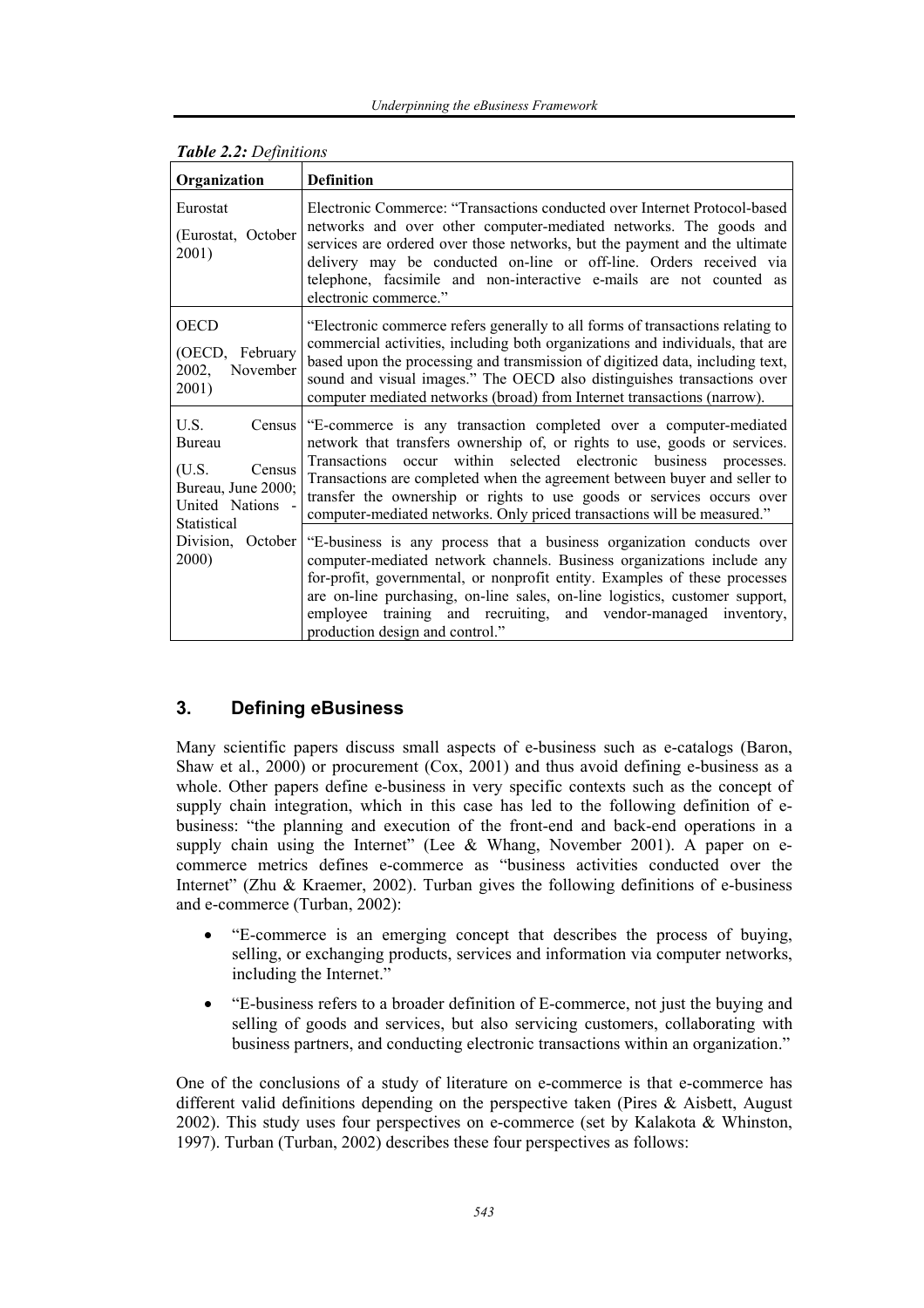*Table 2.2: Definitions*

| Organization | Definition |
|---|---|
| Eurostat (Eurostat, October 2001) | Electronic Commerce: "Transactions conducted over Internet Protocol-based networks and over other computer-mediated networks. The goods and services are ordered over those networks, but the payment and the ultimate delivery may be conducted on-line or off-line. Orders received via telephone, facsimile and non-interactive e-mails are not counted as electronic commerce." |
| OECD (OECD, February 2002, November 2001) | "Electronic commerce refers generally to all forms of transactions relating to commercial activities, including both organizations and individuals, that are based upon the processing and transmission of digitized data, including text, sound and visual images." The OECD also distinguishes transactions over computer mediated networks (broad) from Internet transactions (narrow). |
| U.S. Census Bureau (U.S. Census Bureau, June 2000; United Nations - Statistical Division, October 2000) | "E-commerce is any transaction completed over a computer-mediated network that transfers ownership of, or rights to use, goods or services. Transactions occur within selected electronic business processes. Transactions are completed when the agreement between buyer and seller to transfer the ownership or rights to use goods or services occurs over computer-mediated networks. Only priced transactions will be measured." |
| | "E-business is any process that a business organization conducts over computer-mediated network channels. Business organizations include any for-profit, governmental, or nonprofit entity. Examples of these processes are on-line purchasing, on-line sales, on-line logistics, customer support, employee training and recruiting, and vendor-managed inventory, production design and control." |

## 3. Defining eBusiness

Many scientific papers discuss small aspects of e-business such as e-catalogs (Baron, Shaw et al., 2000) or procurement (Cox, 2001) and thus avoid defining e-business as a whole. Other papers define e-business in very specific contexts such as the concept of supply chain integration, which in this case has led to the following definition of e-business: "the planning and execution of the front-end and back-end operations in a supply chain using the Internet" (Lee & Whang, November 2001). A paper on e-commerce metrics defines e-commerce as "business activities conducted over the Internet" (Zhu & Kraemer, 2002). Turban gives the following definitions of e-business and e-commerce (Turban, 2002):

- "E-commerce is an emerging concept that describes the process of buying, selling, or exchanging products, services and information via computer networks, including the Internet."
- "E-business refers to a broader definition of E-commerce, not just the buying and selling of goods and services, but also servicing customers, collaborating with business partners, and conducting electronic transactions within an organization."

One of the conclusions of a study of literature on e-commerce is that e-commerce has different valid definitions depending on the perspective taken (Pires & Aisbett, August 2002). This study uses four perspectives on e-commerce (set by Kalakota & Whinston, 1997). Turban (Turban, 2002) describes these four perspectives as follows: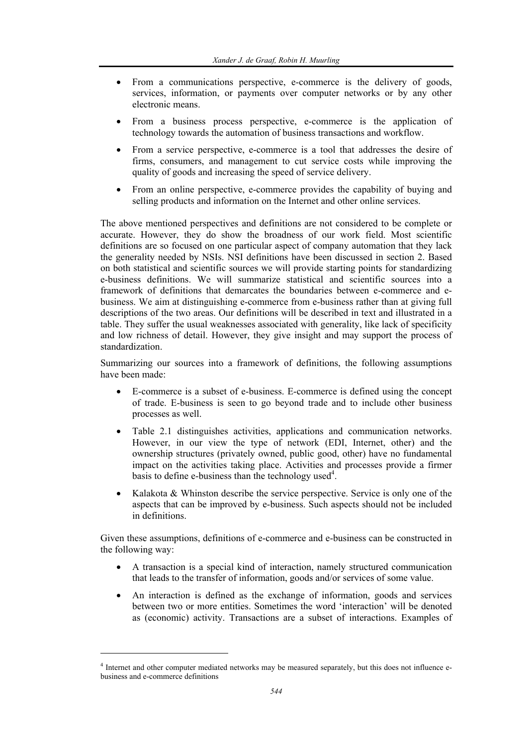- From a communications perspective, e-commerce is the delivery of goods, services, information, or payments over computer networks or by any other electronic means.
- From a business process perspective, e-commerce is the application of technology towards the automation of business transactions and workflow.
- From a service perspective, e-commerce is a tool that addresses the desire of firms, consumers, and management to cut service costs while improving the quality of goods and increasing the speed of service delivery.
- From an online perspective, e-commerce provides the capability of buying and selling products and information on the Internet and other online services.

The above mentioned perspectives and definitions are not considered to be complete or accurate. However, they do show the broadness of our work field. Most scientific definitions are so focused on one particular aspect of company automation that they lack the generality needed by NSIs. NSI definitions have been discussed in section 2. Based on both statistical and scientific sources we will provide starting points for standardizing e-business definitions. We will summarize statistical and scientific sources into a framework of definitions that demarcates the boundaries between e-commerce and e-business. We aim at distinguishing e-commerce from e-business rather than at giving full descriptions of the two areas. Our definitions will be described in text and illustrated in a table. They suffer the usual weaknesses associated with generality, like lack of specificity and low richness of detail. However, they give insight and may support the process of standardization.

Summarizing our sources into a framework of definitions, the following assumptions have been made:

- E-commerce is a subset of e-business. E-commerce is defined using the concept of trade. E-business is seen to go beyond trade and to include other business processes as well.
- Table 2.1 distinguishes activities, applications and communication networks. However, in our view the type of network (EDI, Internet, other) and the ownership structures (privately owned, public good, other) have no fundamental impact on the activities taking place. Activities and processes provide a firmer basis to define e-business than the technology used[4].
- Kalakota & Whinston describe the service perspective. Service is only one of the aspects that can be improved by e-business. Such aspects should not be included in definitions.

Given these assumptions, definitions of e-commerce and e-business can be constructed in the following way:

- A transaction is a special kind of interaction, namely structured communication that leads to the transfer of information, goods and/or services of some value.
- An interaction is defined as the exchange of information, goods and services between two or more entities. Sometimes the word 'interaction' will be denoted as (economic) activity. Transactions are a subset of interactions. Examples of

[4] Internet and other computer mediated networks may be measured separately, but this does not influence e-business and e-commerce definitions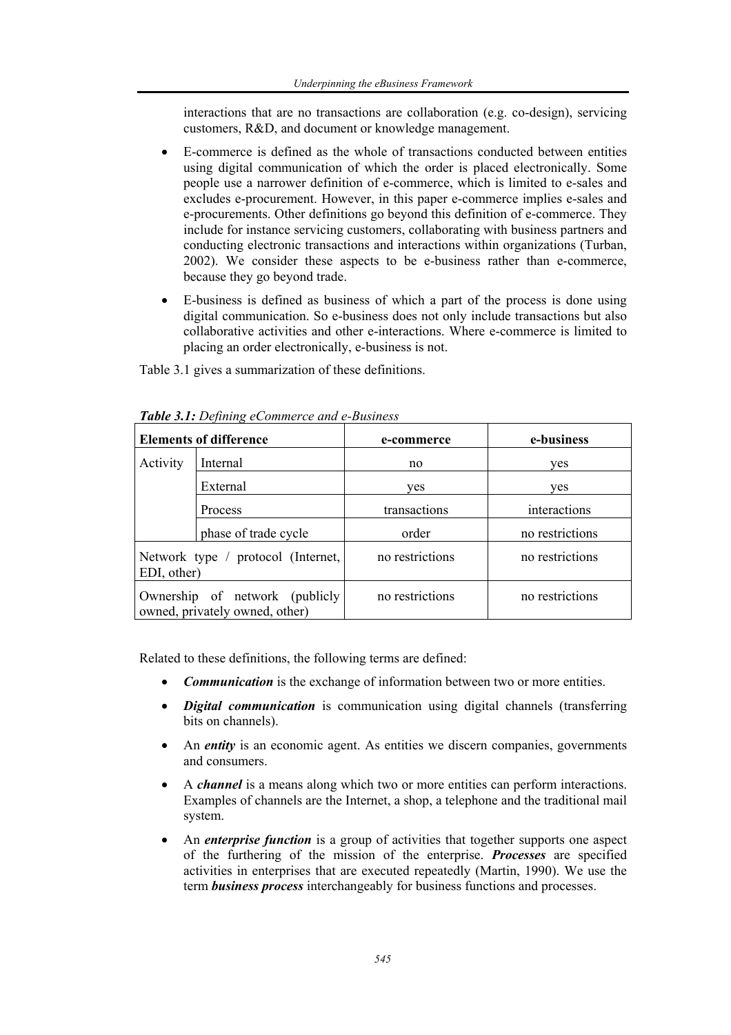interactions that are no transactions are collaboration (e.g. co-design), servicing customers, R&D, and document or knowledge management.

- E-commerce is defined as the whole of transactions conducted between entities using digital communication of which the order is placed electronically. Some people use a narrower definition of e-commerce, which is limited to e-sales and excludes e-procurement. However, in this paper e-commerce implies e-sales and e-procurements. Other definitions go beyond this definition of e-commerce. They include for instance servicing customers, collaborating with business partners and conducting electronic transactions and interactions within organizations (Turban, 2002). We consider these aspects to be e-business rather than e-commerce, because they go beyond trade.
- E-business is defined as business of which a part of the process is done using digital communication. So e-business does not only include transactions but also collaborative activities and other e-interactions. Where e-commerce is limited to placing an order electronically, e-business is not.

Table 3.1 gives a summarization of these definitions.

***Table 3.1:*** *Defining eCommerce and e-Business*

| Elements of difference | | e-commerce | e-business |
|---|---|---|---|
| Activity | Internal | no | yes |
| | External | yes | yes |
| | Process | transactions | interactions |
| | phase of trade cycle | order | no restrictions |
| Network type / protocol (Internet, EDI, other) | | no restrictions | no restrictions |
| Ownership of network (publicly owned, privately owned, other) | | no restrictions | no restrictions |

Related to these definitions, the following terms are defined:

- ***Communication*** is the exchange of information between two or more entities.
- ***Digital communication*** is communication using digital channels (transferring bits on channels).
- An ***entity*** is an economic agent. As entities we discern companies, governments and consumers.
- A ***channel*** is a means along which two or more entities can perform interactions. Examples of channels are the Internet, a shop, a telephone and the traditional mail system.
- An ***enterprise function*** is a group of activities that together supports one aspect of the furthering of the mission of the enterprise. ***Processes*** are specified activities in enterprises that are executed repeatedly (Martin, 1990). We use the term ***business process*** interchangeably for business functions and processes.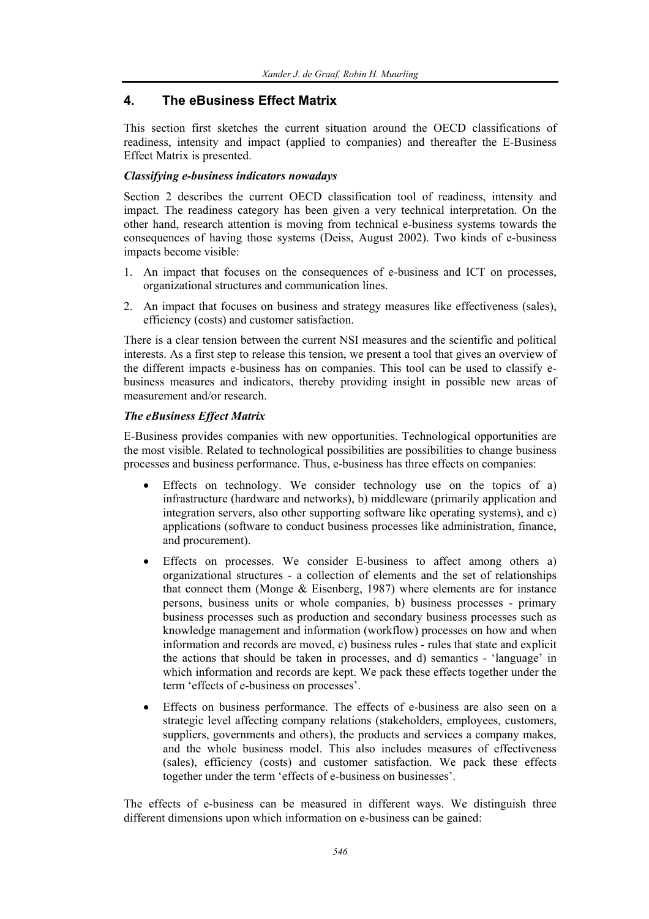## 4. The eBusiness Effect Matrix

This section first sketches the current situation around the OECD classifications of readiness, intensity and impact (applied to companies) and thereafter the E-Business Effect Matrix is presented.

***Classifying e-business indicators nowadays***

Section 2 describes the current OECD classification tool of readiness, intensity and impact. The readiness category has been given a very technical interpretation. On the other hand, research attention is moving from technical e-business systems towards the consequences of having those systems (Deiss, August 2002). Two kinds of e-business impacts become visible:

1. An impact that focuses on the consequences of e-business and ICT on processes, organizational structures and communication lines.
2. An impact that focuses on business and strategy measures like effectiveness (sales), efficiency (costs) and customer satisfaction.

There is a clear tension between the current NSI measures and the scientific and political interests. As a first step to release this tension, we present a tool that gives an overview of the different impacts e-business has on companies. This tool can be used to classify e-business measures and indicators, thereby providing insight in possible new areas of measurement and/or research.

***The eBusiness Effect Matrix***

E-Business provides companies with new opportunities. Technological opportunities are the most visible. Related to technological possibilities are possibilities to change business processes and business performance. Thus, e-business has three effects on companies:

- Effects on technology. We consider technology use on the topics of a) infrastructure (hardware and networks), b) middleware (primarily application and integration servers, also other supporting software like operating systems), and c) applications (software to conduct business processes like administration, finance, and procurement).
- Effects on processes. We consider E-business to affect among others a) organizational structures - a collection of elements and the set of relationships that connect them (Monge & Eisenberg, 1987) where elements are for instance persons, business units or whole companies, b) business processes - primary business processes such as production and secondary business processes such as knowledge management and information (workflow) processes on how and when information and records are moved, c) business rules - rules that state and explicit the actions that should be taken in processes, and d) semantics - 'language' in which information and records are kept. We pack these effects together under the term 'effects of e-business on processes'.
- Effects on business performance. The effects of e-business are also seen on a strategic level affecting company relations (stakeholders, employees, customers, suppliers, governments and others), the products and services a company makes, and the whole business model. This also includes measures of effectiveness (sales), efficiency (costs) and customer satisfaction. We pack these effects together under the term 'effects of e-business on businesses'.

The effects of e-business can be measured in different ways. We distinguish three different dimensions upon which information on e-business can be gained: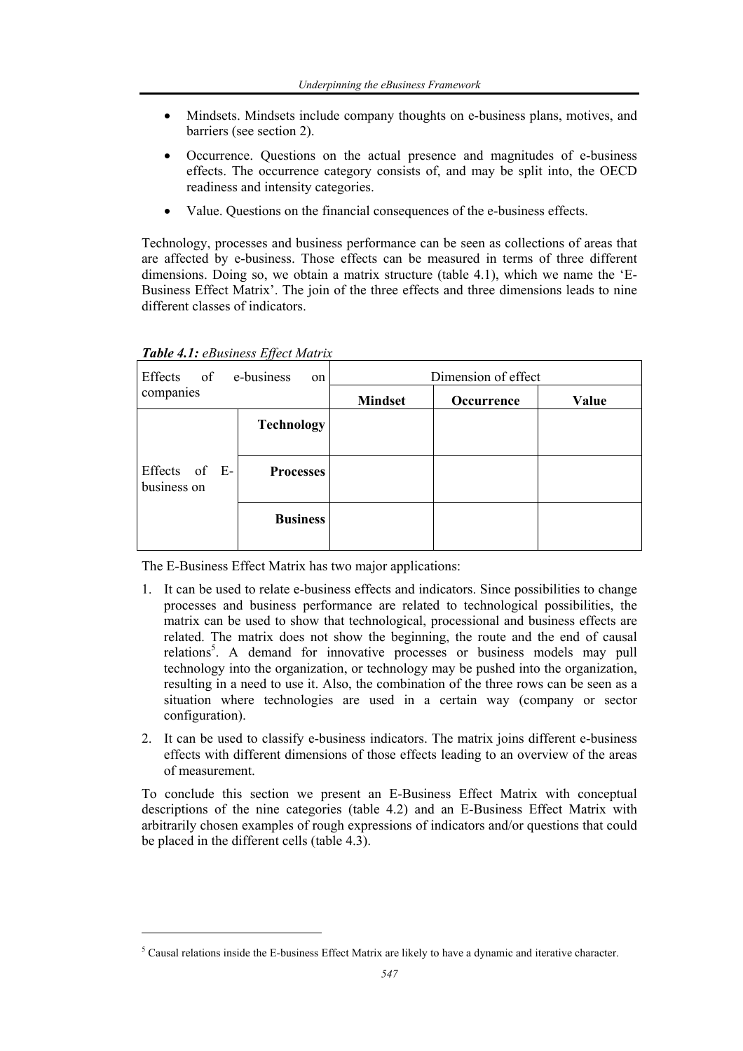- Mindsets. Mindsets include company thoughts on e-business plans, motives, and barriers (see section 2).
- Occurrence. Questions on the actual presence and magnitudes of e-business effects. The occurrence category consists of, and may be split into, the OECD readiness and intensity categories.
- Value. Questions on the financial consequences of the e-business effects.

Technology, processes and business performance can be seen as collections of areas that are affected by e-business. Those effects can be measured in terms of three different dimensions. Doing so, we obtain a matrix structure (table 4.1), which we name the 'E-Business Effect Matrix'. The join of the three effects and three dimensions leads to nine different classes of indicators.

***Table 4.1:*** *eBusiness Effect Matrix*

| Effects of e-business on companies | | Dimension of effect | | |
|---|---|---|---|---|
| | | **Mindset** | **Occurrence** | **Value** |
| Effects of E-business on | **Technology** | | | |
| | **Processes** | | | |
| | **Business** | | | |

The E-Business Effect Matrix has two major applications:

1. It can be used to relate e-business effects and indicators. Since possibilities to change processes and business performance are related to technological possibilities, the matrix can be used to show that technological, processional and business effects are related. The matrix does not show the beginning, the route and the end of causal relations[5]. A demand for innovative processes or business models may pull technology into the organization, or technology may be pushed into the organization, resulting in a need to use it. Also, the combination of the three rows can be seen as a situation where technologies are used in a certain way (company or sector configuration).
2. It can be used to classify e-business indicators. The matrix joins different e-business effects with different dimensions of those effects leading to an overview of the areas of measurement.

To conclude this section we present an E-Business Effect Matrix with conceptual descriptions of the nine categories (table 4.2) and an E-Business Effect Matrix with arbitrarily chosen examples of rough expressions of indicators and/or questions that could be placed in the different cells (table 4.3).

[5] Causal relations inside the E-business Effect Matrix are likely to have a dynamic and iterative character.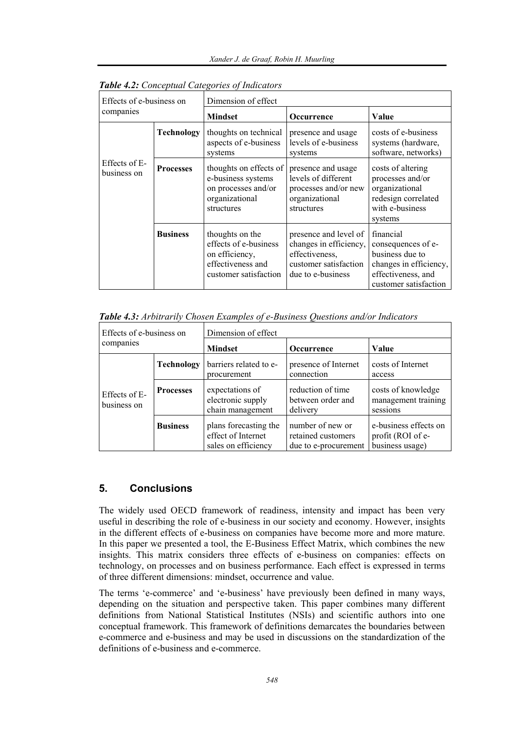*Table 4.2: Conceptual Categories of Indicators*

| Effects of e-business on companies | | Dimension of effect | | |
|---|---|---|---|---|
| | | **Mindset** | **Occurrence** | **Value** |
| Effects of E-business on | **Technology** | thoughts on technical aspects of e-business systems | presence and usage levels of e-business systems | costs of e-business systems (hardware, software, networks) |
| | **Processes** | thoughts on effects of e-business systems on processes and/or organizational structures | presence and usage levels of different processes and/or new organizational structures | costs of altering processes and/or organizational redesign correlated with e-business systems |
| | **Business** | thoughts on the effects of e-business on efficiency, effectiveness and customer satisfaction | presence and level of changes in efficiency, effectiveness, customer satisfaction due to e-business | financial consequences of e-business due to changes in efficiency, effectiveness, and customer satisfaction |

*Table 4.3: Arbitrarily Chosen Examples of e-Business Questions and/or Indicators*

| Effects of e-business on companies | | Dimension of effect | | |
|---|---|---|---|---|
| | | **Mindset** | **Occurrence** | **Value** |
| Effects of E-business on | **Technology** | barriers related to e-procurement | presence of Internet connection | costs of Internet access |
| | **Processes** | expectations of electronic supply chain management | reduction of time between order and delivery | costs of knowledge management training sessions |
| | **Business** | plans forecasting the effect of Internet sales on efficiency | number of new or retained customers due to e-procurement | e-business effects on profit (ROI of e-business usage) |

## 5. Conclusions

The widely used OECD framework of readiness, intensity and impact has been very useful in describing the role of e-business in our society and economy. However, insights in the different effects of e-business on companies have become more and more mature. In this paper we presented a tool, the E-Business Effect Matrix, which combines the new insights. This matrix considers three effects of e-business on companies: effects on technology, on processes and on business performance. Each effect is expressed in terms of three different dimensions: mindset, occurrence and value.

The terms 'e-commerce' and 'e-business' have previously been defined in many ways, depending on the situation and perspective taken. This paper combines many different definitions from National Statistical Institutes (NSIs) and scientific authors into one conceptual framework. This framework of definitions demarcates the boundaries between e-commerce and e-business and may be used in discussions on the standardization of the definitions of e-business and e-commerce.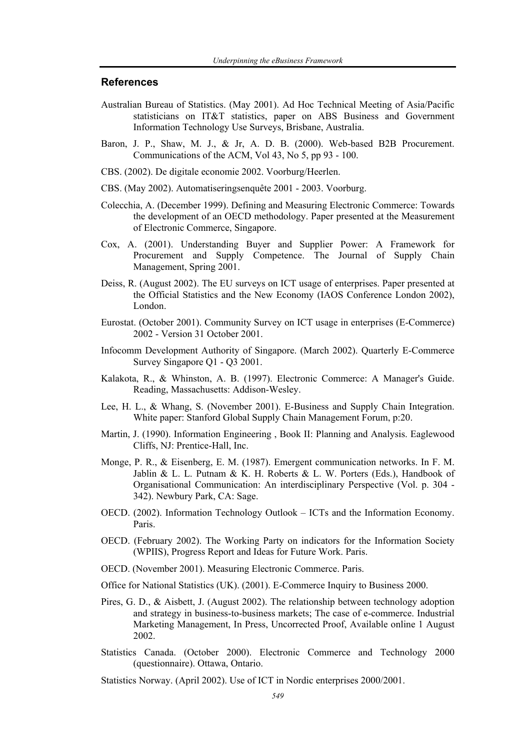## References

Australian Bureau of Statistics. (May 2001). Ad Hoc Technical Meeting of Asia/Pacific statisticians on IT&T statistics, paper on ABS Business and Government Information Technology Use Surveys, Brisbane, Australia.

Baron, J. P., Shaw, M. J., & Jr, A. D. B. (2000). Web-based B2B Procurement. Communications of the ACM, Vol 43, No 5, pp 93 - 100.

CBS. (2002). De digitale economie 2002. Voorburg/Heerlen.

CBS. (May 2002). Automatiseringsenquête 2001 - 2003. Voorburg.

Colecchia, A. (December 1999). Defining and Measuring Electronic Commerce: Towards the development of an OECD methodology. Paper presented at the Measurement of Electronic Commerce, Singapore.

Cox, A. (2001). Understanding Buyer and Supplier Power: A Framework for Procurement and Supply Competence. The Journal of Supply Chain Management, Spring 2001.

Deiss, R. (August 2002). The EU surveys on ICT usage of enterprises. Paper presented at the Official Statistics and the New Economy (IAOS Conference London 2002), London.

Eurostat. (October 2001). Community Survey on ICT usage in enterprises (E-Commerce) 2002 - Version 31 October 2001.

Infocomm Development Authority of Singapore. (March 2002). Quarterly E-Commerce Survey Singapore Q1 - Q3 2001.

Kalakota, R., & Whinston, A. B. (1997). Electronic Commerce: A Manager's Guide. Reading, Massachusetts: Addison-Wesley.

Lee, H. L., & Whang, S. (November 2001). E-Business and Supply Chain Integration. White paper: Stanford Global Supply Chain Management Forum, p:20.

Martin, J. (1990). Information Engineering , Book II: Planning and Analysis. Eaglewood Cliffs, NJ: Prentice-Hall, Inc.

Monge, P. R., & Eisenberg, E. M. (1987). Emergent communication networks. In F. M. Jablin & L. L. Putnam & K. H. Roberts & L. W. Porters (Eds.), Handbook of Organisational Communication: An interdisciplinary Perspective (Vol. p. 304 - 342). Newbury Park, CA: Sage.

OECD. (2002). Information Technology Outlook – ICTs and the Information Economy. Paris.

OECD. (February 2002). The Working Party on indicators for the Information Society (WPIIS), Progress Report and Ideas for Future Work. Paris.

OECD. (November 2001). Measuring Electronic Commerce. Paris.

Office for National Statistics (UK). (2001). E-Commerce Inquiry to Business 2000.

Pires, G. D., & Aisbett, J. (August 2002). The relationship between technology adoption and strategy in business-to-business markets; The case of e-commerce. Industrial Marketing Management, In Press, Uncorrected Proof, Available online 1 August 2002.

Statistics Canada. (October 2000). Electronic Commerce and Technology 2000 (questionnaire). Ottawa, Ontario.

Statistics Norway. (April 2002). Use of ICT in Nordic enterprises 2000/2001.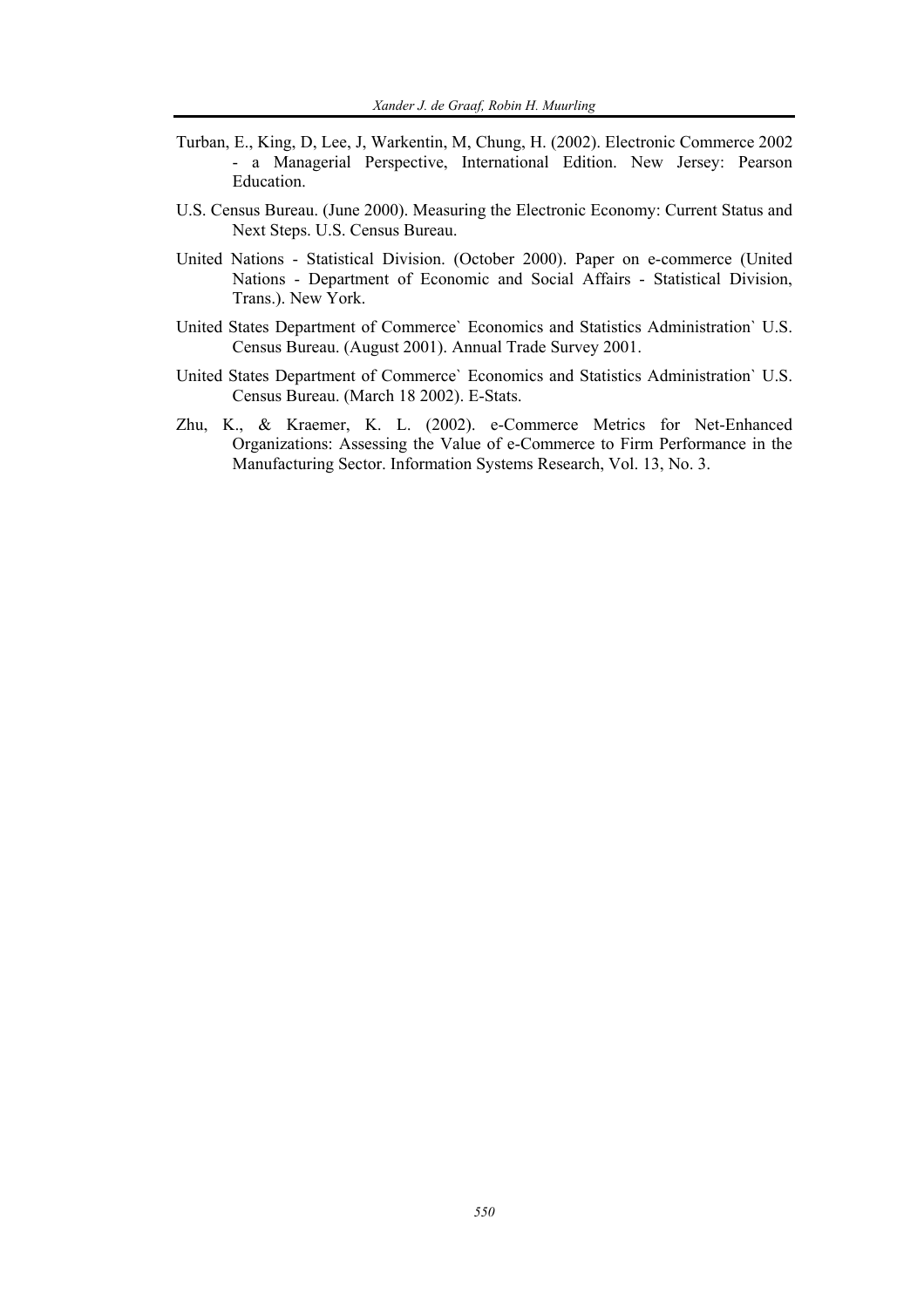Turban, E., King, D, Lee, J, Warkentin, M, Chung, H. (2002). Electronic Commerce 2002 - a Managerial Perspective, International Edition. New Jersey: Pearson Education.

U.S. Census Bureau. (June 2000). Measuring the Electronic Economy: Current Status and Next Steps. U.S. Census Bureau.

United Nations - Statistical Division. (October 2000). Paper on e-commerce (United Nations - Department of Economic and Social Affairs - Statistical Division, Trans.). New York.

United States Department of Commerce` Economics and Statistics Administration` U.S. Census Bureau. (August 2001). Annual Trade Survey 2001.

United States Department of Commerce` Economics and Statistics Administration` U.S. Census Bureau. (March 18 2002). E-Stats.

Zhu, K., & Kraemer, K. L. (2002). e-Commerce Metrics for Net-Enhanced Organizations: Assessing the Value of e-Commerce to Firm Performance in the Manufacturing Sector. Information Systems Research, Vol. 13, No. 3.